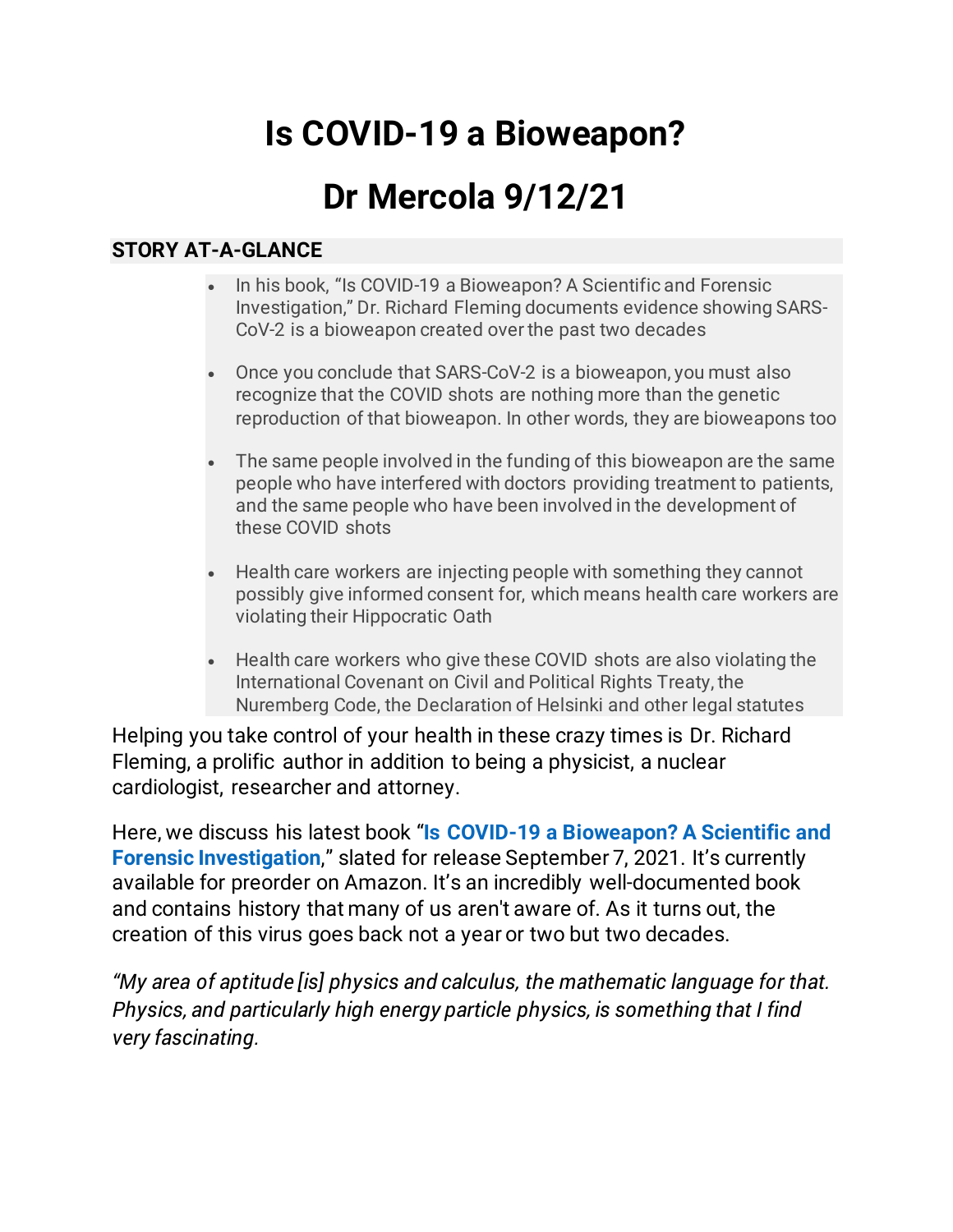# Is COVID-19 a Bioweapon?

# Dr Mercola 9/12/21

**STORY AT-A-GLANCE**

- In his book, "Is COVID-19 a Bioweapon? A Scientific and Forensic Investigation," Dr. Richard Fleming documents evidence showing SARS-CoV-2 is a bioweapon created over the past two decades
- Once you conclude that SARS-CoV-2 is a bioweapon, you must also recognize that the COVID shots are nothing more than the genetic reproduction of that bioweapon. In other words, they are bioweapons too
- The same people involved in the funding of this bioweapon are the same people who have interfered with doctors providing treatment to patients, and the same people who have been involved in the development of these COVID shots
- Health care workers are injecting people with something they cannot possibly give informed consent for, which means health care workers are violating their Hippocratic Oath
- Health care workers who give these COVID shots are also violating the International Covenant on Civil and Political Rights Treaty, the Nuremberg Code, the Declaration of Helsinki and other legal statutes

Helping you take control of your health in these crazy times is Dr. Richard Fleming, a prolific author in addition to being a physicist, a nuclear cardiologist, researcher and attorney.

Here, we discuss his latest book "**Is COVID-19 a Bioweapon? A Scientific and Forensic Investigation**," slated for release September 7, 2021. It's currently available for preorder on Amazon. It's an incredibly well-documented book and contains history that many of us aren't aware of. As it turns out, the creation of this virus goes back not a year or two but two decades.

*"My area of aptitude [is] physics and calculus, the mathematic language for that. Physics, and particularly high energy particle physics, is something that I find very fascinating.*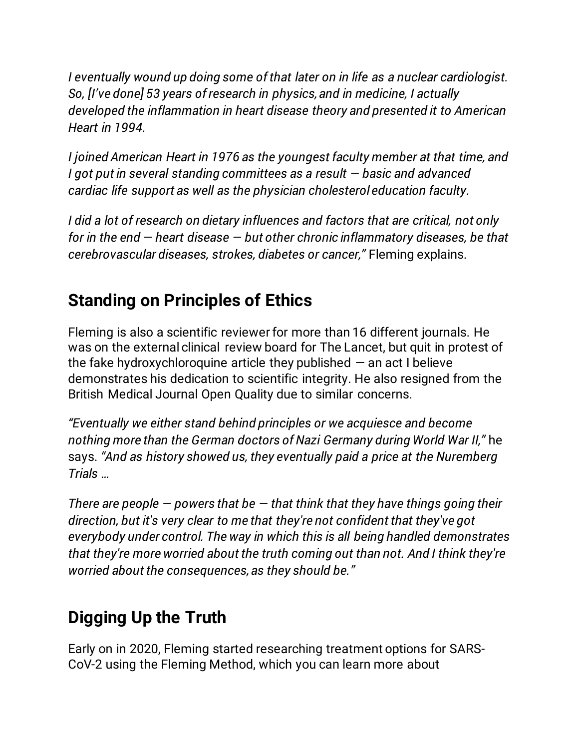*I eventually wound up doing some of that later on in life as a nuclear cardiologist. So, [I've done] 53 years of research in physics, and in medicine, I actually developed the inflammation in heart disease theory and presented it to American Heart in 1994.*

*I joined American Heart in 1976 as the youngest faculty member at that time, and I got put in several standing committees as a result — basic and advanced cardiac life support as well as the physician cholesterol education faculty.*

*I did a lot of research on dietary influences and factors that are critical, not only for in the end — heart disease — but other chronic inflammatory diseases, be that cerebrovascular diseases, strokes, diabetes or cancer,"* Fleming explains.

## Standing on Principles of Ethics

Fleming is also a scientific reviewer for more than 16 different journals. He was on the external clinical review board for The Lancet, but quit in protest of the fake hydroxychloroquine article they published — an act I believe demonstrates his dedication to scientific integrity. He also resigned from the British Medical Journal Open Quality due to similar concerns.

*"Eventually we either stand behind principles or we acquiesce and become nothing more than the German doctors of Nazi Germany during World War II,"* he says. *"And as history showed us, they eventually paid a price at the Nuremberg Trials …*

*There are people — powers that be — that think that they have things going their direction, but it's very clear to me that they're not confident that they've got everybody under control. The way in which this is all being handled demonstrates that they're more worried about the truth coming out than not. And I think they're worried about the consequences, as they should be."*

## Digging Up the Truth

Early on in 2020, Fleming started researching treatment options for SARS-CoV-2 using the Fleming Method, which you can learn more about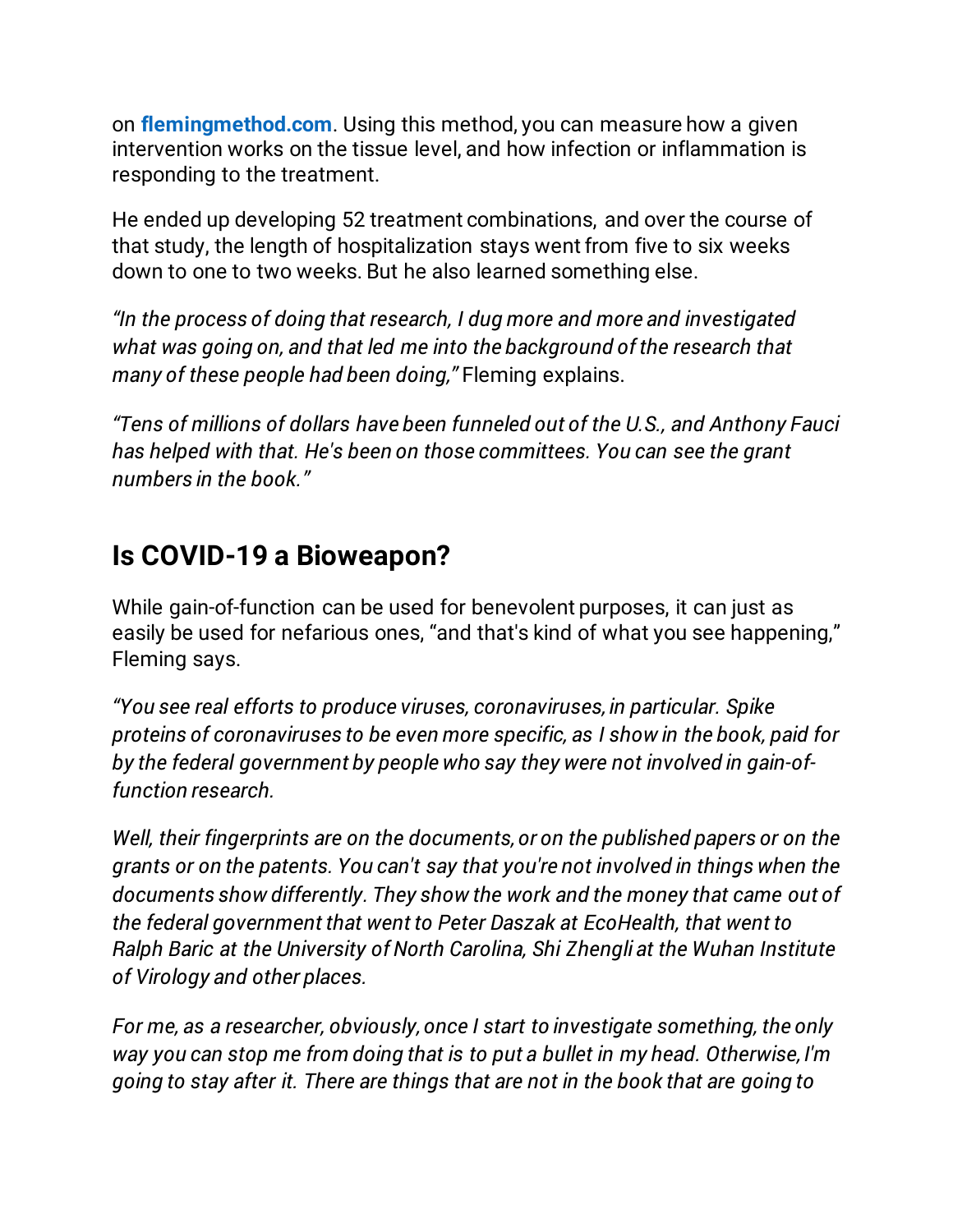on **flemingmethod.com**. Using this method, you can measure how a given intervention works on the tissue level, and how infection or inflammation is responding to the treatment.

He ended up developing 52 treatment combinations, and over the course of that study, the length of hospitalization stays went from five to six weeks down to one to two weeks. But he also learned something else.

*"In the process of doing that research, I dug more and more and investigated what was going on, and that led me into the background of the research that many of these people had been doing,"* Fleming explains.

*"Tens of millions of dollars have been funneled out of the U.S., and Anthony Fauci has helped with that. He's been on those committees. You can see the grant numbers in the book."*

## Is COVID-19 a Bioweapon?

While gain-of-function can be used for benevolent purposes, it can just as easily be used for nefarious ones, "and that's kind of what you see happening," Fleming says.

*"You see real efforts to produce viruses, coronaviruses, in particular. Spike proteins of coronaviruses to be even more specific, as I show in the book, paid for by the federal government by people who say they were not involved in gain-of-function research.*

*Well, their fingerprints are on the documents, or on the published papers or on the grants or on the patents. You can't say that you're not involved in things when the documents show differently. They show the work and the money that came out of the federal government that went to Peter Daszak at EcoHealth, that went to Ralph Baric at the University of North Carolina, Shi Zhengli at the Wuhan Institute of Virology and other places.*

*For me, as a researcher, obviously, once I start to investigate something, the only way you can stop me from doing that is to put a bullet in my head. Otherwise, I'm going to stay after it. There are things that are not in the book that are going to*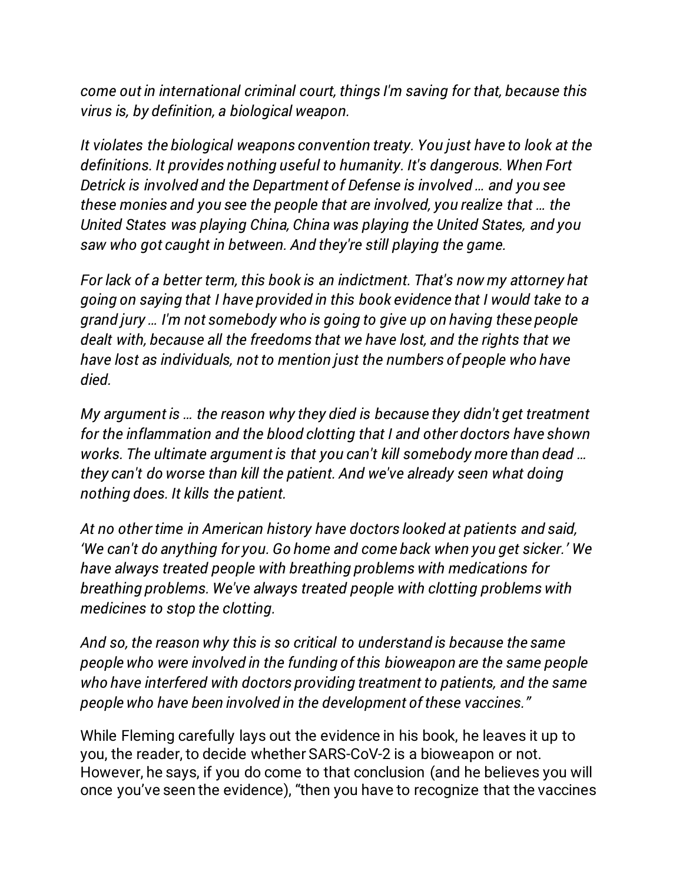*come out in international criminal court, things I'm saving for that, because this virus is, by definition, a biological weapon.*

*It violates the biological weapons convention treaty. You just have to look at the definitions. It provides nothing useful to humanity. It's dangerous. When Fort Detrick is involved and the Department of Defense is involved … and you see these monies and you see the people that are involved, you realize that … the United States was playing China, China was playing the United States, and you saw who got caught in between. And they're still playing the game.*

*For lack of a better term, this book is an indictment. That's now my attorney hat going on saying that I have provided in this book evidence that I would take to a grand jury … I'm not somebody who is going to give up on having these people dealt with, because all the freedoms that we have lost, and the rights that we have lost as individuals, not to mention just the numbers of people who have died.*

*My argument is … the reason why they died is because they didn't get treatment for the inflammation and the blood clotting that I and other doctors have shown works. The ultimate argument is that you can't kill somebody more than dead … they can't do worse than kill the patient. And we've already seen what doing nothing does. It kills the patient.*

*At no other time in American history have doctors looked at patients and said, 'We can't do anything for you. Go home and come back when you get sicker.' We have always treated people with breathing problems with medications for breathing problems. We've always treated people with clotting problems with medicines to stop the clotting.*

*And so, the reason why this is so critical to understand is because the same people who were involved in the funding of this bioweapon are the same people who have interfered with doctors providing treatment to patients, and the same people who have been involved in the development of these vaccines."*

While Fleming carefully lays out the evidence in his book, he leaves it up to you, the reader, to decide whether SARS-CoV-2 is a bioweapon or not. However, he says, if you do come to that conclusion (and he believes you will once you've seen the evidence), "then you have to recognize that the vaccines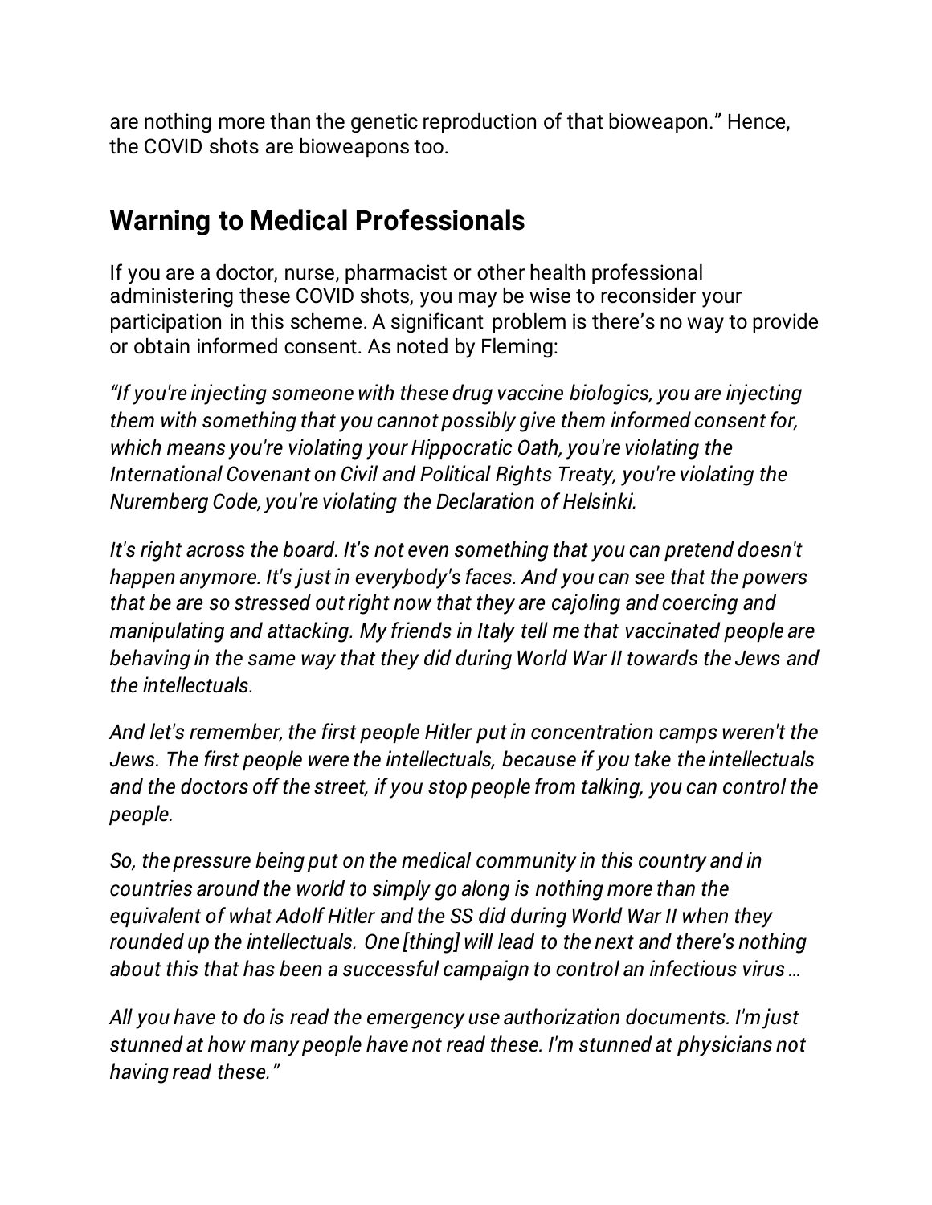are nothing more than the genetic reproduction of that bioweapon." Hence, the COVID shots are bioweapons too.

## Warning to Medical Professionals

If you are a doctor, nurse, pharmacist or other health professional administering these COVID shots, you may be wise to reconsider your participation in this scheme. A significant problem is there's no way to provide or obtain informed consent. As noted by Fleming:

*"If you're injecting someone with these drug vaccine biologics, you are injecting them with something that you cannot possibly give them informed consent for, which means you're violating your Hippocratic Oath, you're violating the International Covenant on Civil and Political Rights Treaty, you're violating the Nuremberg Code, you're violating the Declaration of Helsinki.*

*It's right across the board. It's not even something that you can pretend doesn't happen anymore. It's just in everybody's faces. And you can see that the powers that be are so stressed out right now that they are cajoling and coercing and manipulating and attacking. My friends in Italy tell me that vaccinated people are behaving in the same way that they did during World War II towards the Jews and the intellectuals.*

*And let's remember, the first people Hitler put in concentration camps weren't the Jews. The first people were the intellectuals, because if you take the intellectuals and the doctors off the street, if you stop people from talking, you can control the people.*

*So, the pressure being put on the medical community in this country and in countries around the world to simply go along is nothing more than the equivalent of what Adolf Hitler and the SS did during World War II when they rounded up the intellectuals. One [thing] will lead to the next and there's nothing about this that has been a successful campaign to control an infectious virus …*

*All you have to do is read the emergency use authorization documents. I'm just stunned at how many people have not read these. I'm stunned at physicians not having read these."*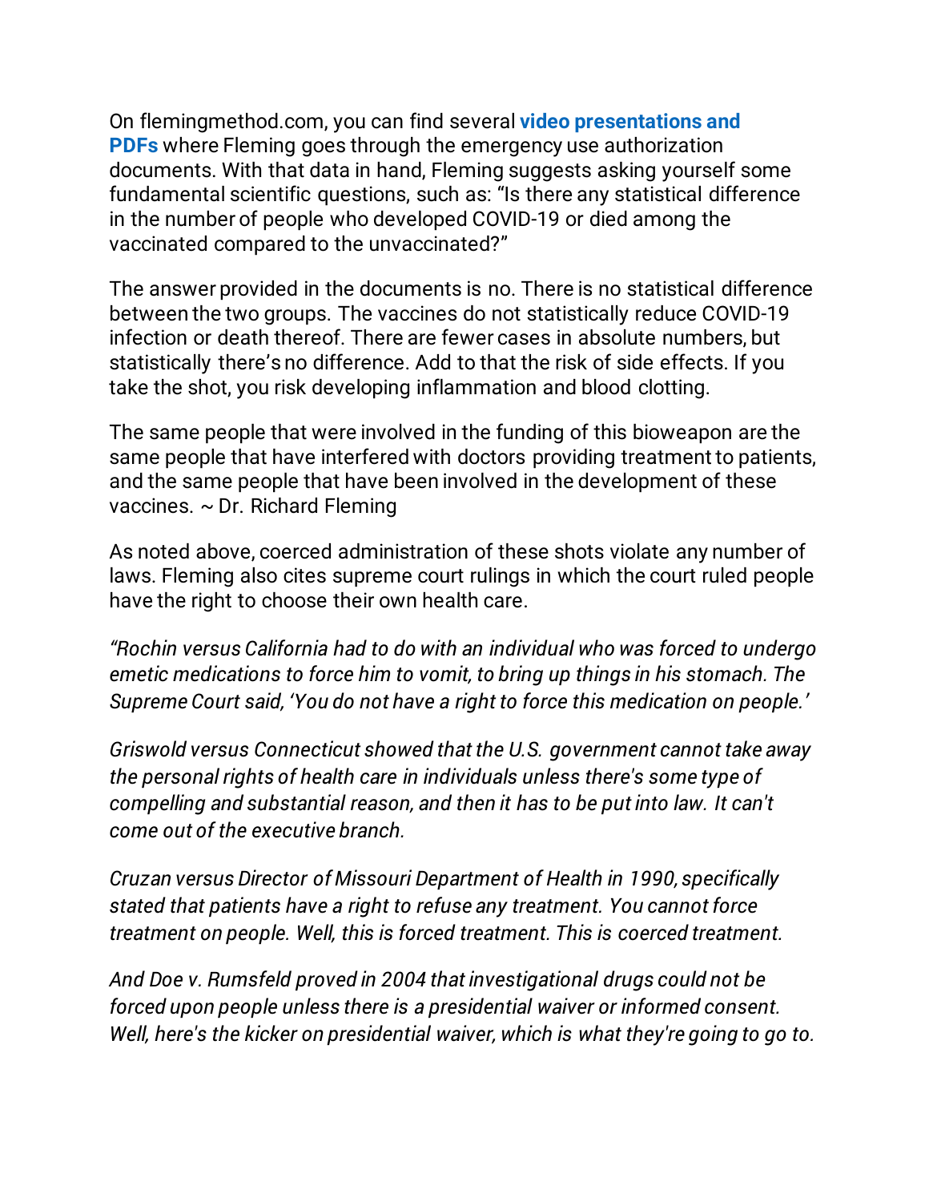On flemingmethod.com, you can find several **video presentations and PDFs** where Fleming goes through the emergency use authorization documents. With that data in hand, Fleming suggests asking yourself some fundamental scientific questions, such as: "Is there any statistical difference in the number of people who developed COVID-19 or died among the vaccinated compared to the unvaccinated?"

The answer provided in the documents is no. There is no statistical difference between the two groups. The vaccines do not statistically reduce COVID-19 infection or death thereof. There are fewer cases in absolute numbers, but statistically there's no difference. Add to that the risk of side effects. If you take the shot, you risk developing inflammation and blood clotting.

The same people that were involved in the funding of this bioweapon are the same people that have interfered with doctors providing treatment to patients, and the same people that have been involved in the development of these vaccines. ~ Dr. Richard Fleming

As noted above, coerced administration of these shots violate any number of laws. Fleming also cites supreme court rulings in which the court ruled people have the right to choose their own health care.

*"Rochin versus California had to do with an individual who was forced to undergo emetic medications to force him to vomit, to bring up things in his stomach. The Supreme Court said, 'You do not have a right to force this medication on people.'*

*Griswold versus Connecticut showed that the U.S. government cannot take away the personal rights of health care in individuals unless there's some type of compelling and substantial reason, and then it has to be put into law. It can't come out of the executive branch.*

*Cruzan versus Director of Missouri Department of Health in 1990, specifically stated that patients have a right to refuse any treatment. You cannot force treatment on people. Well, this is forced treatment. This is coerced treatment.*

*And Doe v. Rumsfeld proved in 2004 that investigational drugs could not be forced upon people unless there is a presidential waiver or informed consent. Well, here's the kicker on presidential waiver, which is what they're going to go to.*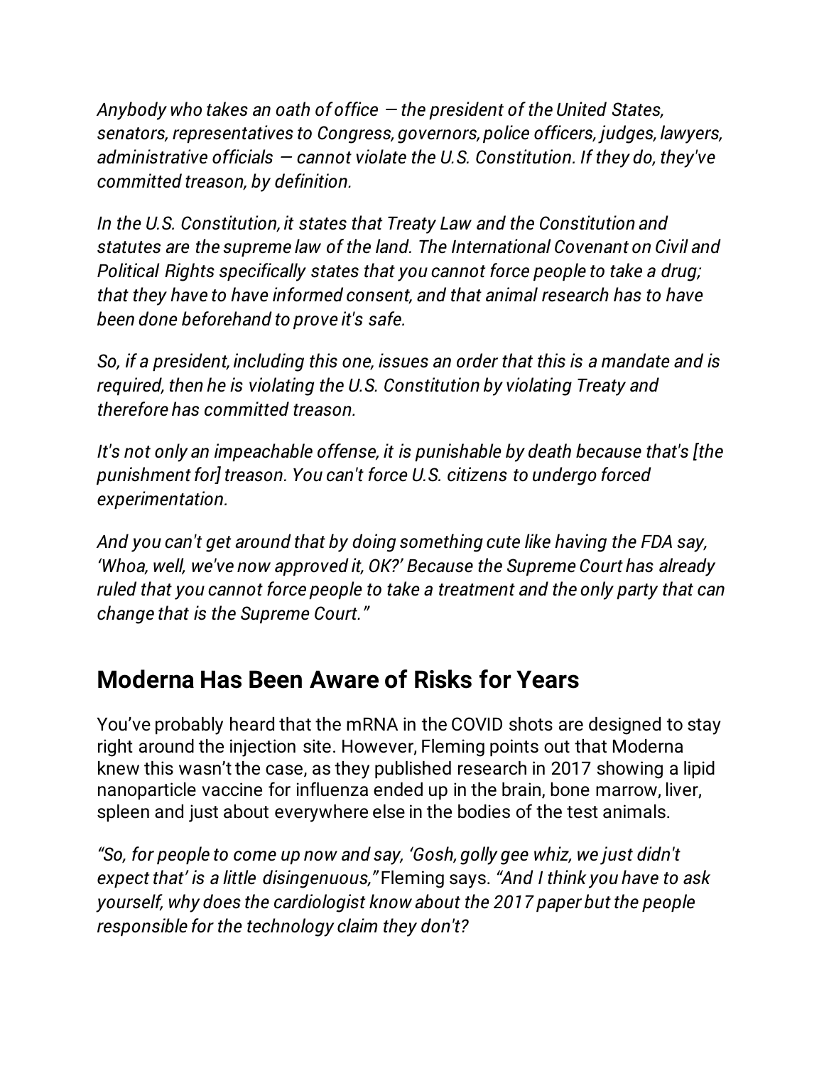*Anybody who takes an oath of office — the president of the United States, senators, representatives to Congress, governors, police officers, judges, lawyers, administrative officials — cannot violate the U.S. Constitution. If they do, they've committed treason, by definition.*

*In the U.S. Constitution, it states that Treaty Law and the Constitution and statutes are the supreme law of the land. The International Covenant on Civil and Political Rights specifically states that you cannot force people to take a drug; that they have to have informed consent, and that animal research has to have been done beforehand to prove it's safe.*

*So, if a president, including this one, issues an order that this is a mandate and is required, then he is violating the U.S. Constitution by violating Treaty and therefore has committed treason.*

*It's not only an impeachable offense, it is punishable by death because that's [the punishment for] treason. You can't force U.S. citizens to undergo forced experimentation.*

*And you can't get around that by doing something cute like having the FDA say, 'Whoa, well, we've now approved it, OK?' Because the Supreme Court has already ruled that you cannot force people to take a treatment and the only party that can change that is the Supreme Court."*

## Moderna Has Been Aware of Risks for Years

You've probably heard that the mRNA in the COVID shots are designed to stay right around the injection site. However, Fleming points out that Moderna knew this wasn't the case, as they published research in 2017 showing a lipid nanoparticle vaccine for influenza ended up in the brain, bone marrow, liver, spleen and just about everywhere else in the bodies of the test animals.

*"So, for people to come up now and say, 'Gosh, golly gee whiz, we just didn't expect that' is a little disingenuous,"* Fleming says. *"And I think you have to ask yourself, why does the cardiologist know about the 2017 paper but the people responsible for the technology claim they don't?*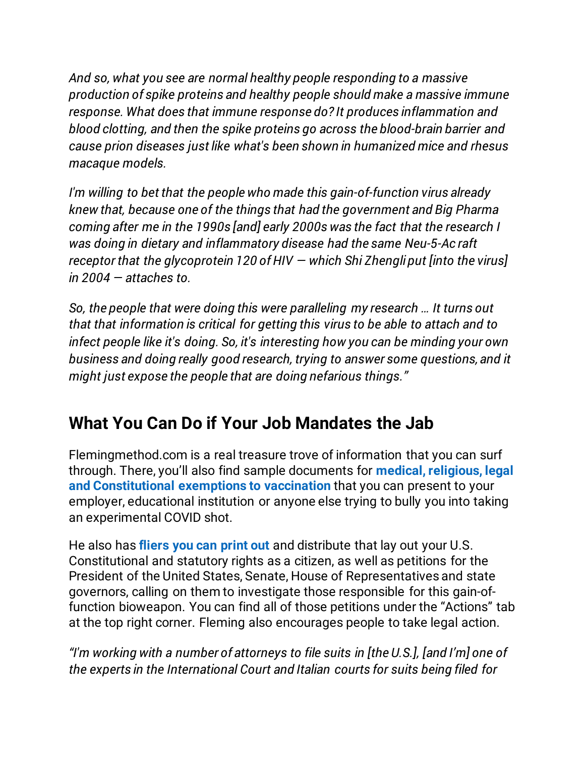*And so, what you see are normal healthy people responding to a massive production of spike proteins and healthy people should make a massive immune response. What does that immune response do? It produces inflammation and blood clotting, and then the spike proteins go across the blood-brain barrier and cause prion diseases just like what's been shown in humanized mice and rhesus macaque models.*

*I'm willing to bet that the people who made this gain-of-function virus already knew that, because one of the things that had the government and Big Pharma coming after me in the 1990s [and] early 2000s was the fact that the research I was doing in dietary and inflammatory disease had the same Neu-5-Ac raft receptor that the glycoprotein 120 of HIV — which Shi Zhengli put [into the virus] in 2004 — attaches to.*

*So, the people that were doing this were paralleling my research … It turns out that that information is critical for getting this virus to be able to attach and to infect people like it's doing. So, it's interesting how you can be minding your own business and doing really good research, trying to answer some questions, and it might just expose the people that are doing nefarious things."*

## What You Can Do if Your Job Mandates the Jab

Flemingmethod.com is a real treasure trove of information that you can surf through. There, you'll also find sample documents for **medical, religious, legal and Constitutional exemptions to vaccination** that you can present to your employer, educational institution or anyone else trying to bully you into taking an experimental COVID shot.

He also has **fliers you can print out** and distribute that lay out your U.S. Constitutional and statutory rights as a citizen, as well as petitions for the President of the United States, Senate, House of Representatives and state governors, calling on them to investigate those responsible for this gain-of-function bioweapon. You can find all of those petitions under the "Actions" tab at the top right corner. Fleming also encourages people to take legal action.

*"I'm working with a number of attorneys to file suits in [the U.S.], [and I'm] one of the experts in the International Court and Italian courts for suits being filed for*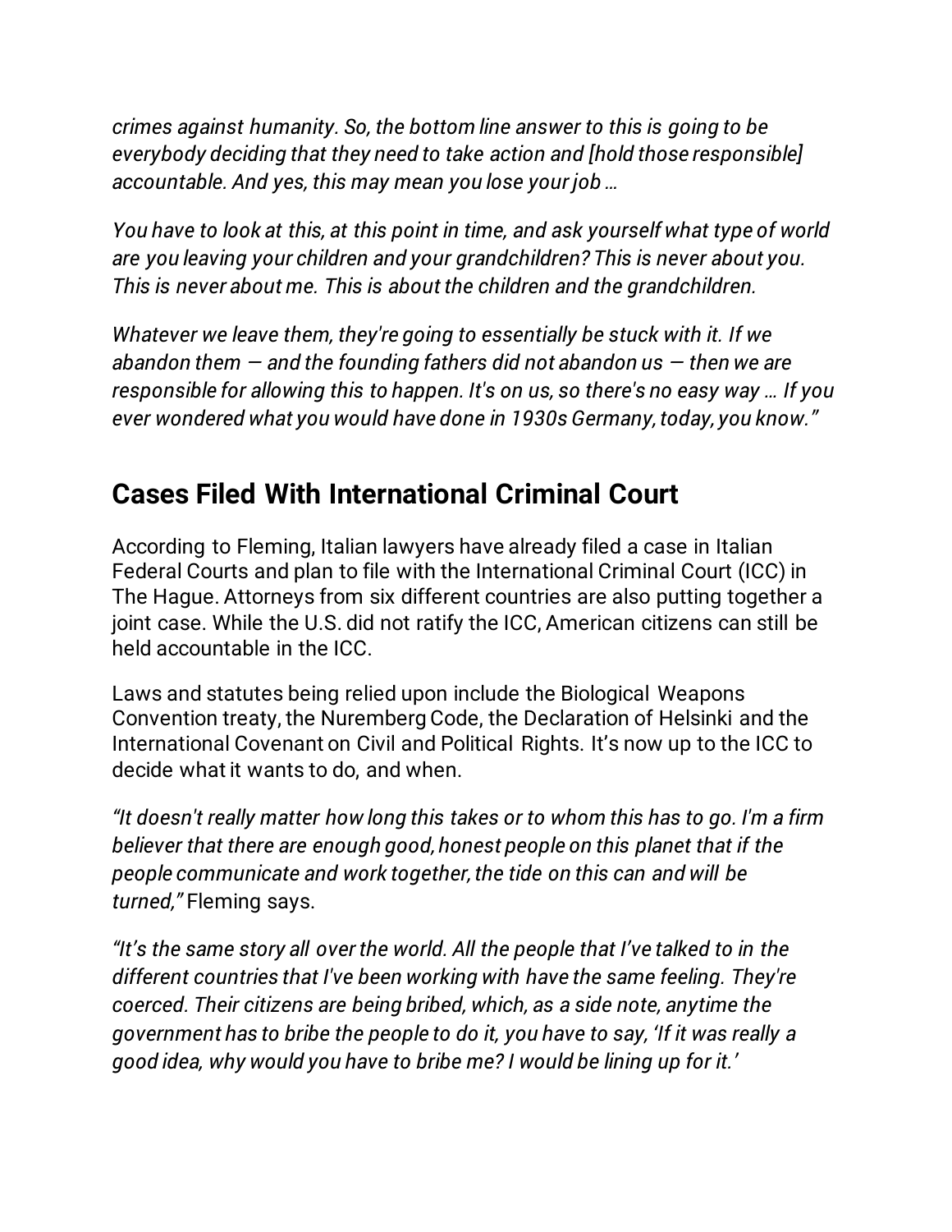*crimes against humanity. So, the bottom line answer to this is going to be everybody deciding that they need to take action and [hold those responsible] accountable. And yes, this may mean you lose your job …*

*You have to look at this, at this point in time, and ask yourself what type of world are you leaving your children and your grandchildren? This is never about you. This is never about me. This is about the children and the grandchildren.*

*Whatever we leave them, they're going to essentially be stuck with it. If we abandon them — and the founding fathers did not abandon us — then we are responsible for allowing this to happen. It's on us, so there's no easy way … If you ever wondered what you would have done in 1930s Germany, today, you know."*

## Cases Filed With International Criminal Court

According to Fleming, Italian lawyers have already filed a case in Italian Federal Courts and plan to file with the International Criminal Court (ICC) in The Hague. Attorneys from six different countries are also putting together a joint case. While the U.S. did not ratify the ICC, American citizens can still be held accountable in the ICC.

Laws and statutes being relied upon include the Biological Weapons Convention treaty, the Nuremberg Code, the Declaration of Helsinki and the International Covenant on Civil and Political Rights. It's now up to the ICC to decide what it wants to do, and when.

*"It doesn't really matter how long this takes or to whom this has to go. I'm a firm believer that there are enough good, honest people on this planet that if the people communicate and work together, the tide on this can and will be turned,"* Fleming says.

*"It's the same story all over the world. All the people that I've talked to in the different countries that I've been working with have the same feeling. They're coerced. Their citizens are being bribed, which, as a side note, anytime the government has to bribe the people to do it, you have to say, 'If it was really a good idea, why would you have to bribe me? I would be lining up for it.'*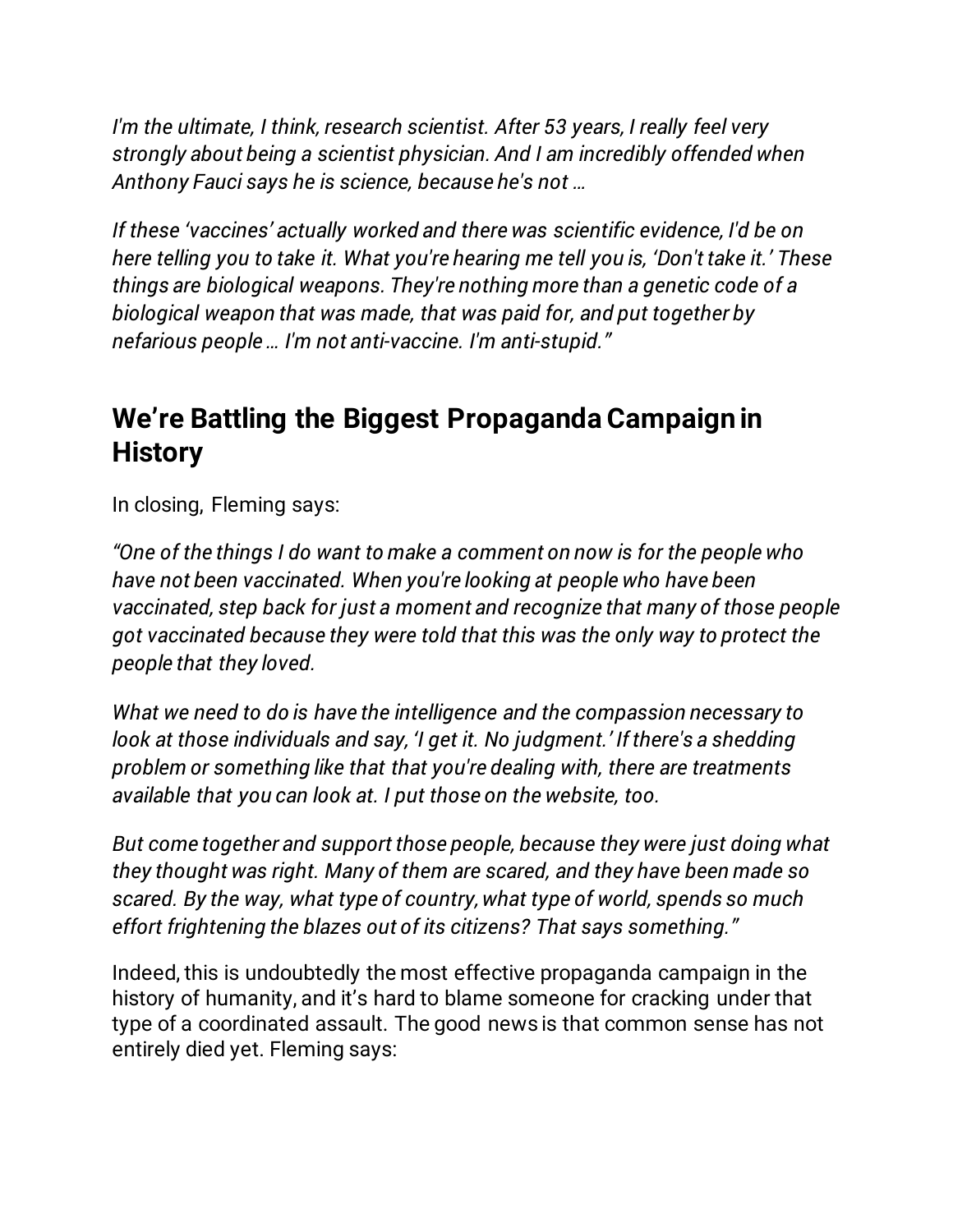*I'm the ultimate, I think, research scientist. After 53 years, I really feel very strongly about being a scientist physician. And I am incredibly offended when Anthony Fauci says he is science, because he's not …*

*If these 'vaccines' actually worked and there was scientific evidence, I'd be on here telling you to take it. What you're hearing me tell you is, 'Don't take it.' These things are biological weapons. They're nothing more than a genetic code of a biological weapon that was made, that was paid for, and put together by nefarious people … I'm not anti-vaccine. I'm anti-stupid."*

## We're Battling the Biggest Propaganda Campaign in History

In closing, Fleming says:

*"One of the things I do want to make a comment on now is for the people who have not been vaccinated. When you're looking at people who have been vaccinated, step back for just a moment and recognize that many of those people got vaccinated because they were told that this was the only way to protect the people that they loved.*

*What we need to do is have the intelligence and the compassion necessary to look at those individuals and say, 'I get it. No judgment.' If there's a shedding problem or something like that that you're dealing with, there are treatments available that you can look at. I put those on the website, too.*

*But come together and support those people, because they were just doing what they thought was right. Many of them are scared, and they have been made so scared. By the way, what type of country, what type of world, spends so much effort frightening the blazes out of its citizens? That says something."*

Indeed, this is undoubtedly the most effective propaganda campaign in the history of humanity, and it's hard to blame someone for cracking under that type of a coordinated assault. The good news is that common sense has not entirely died yet. Fleming says: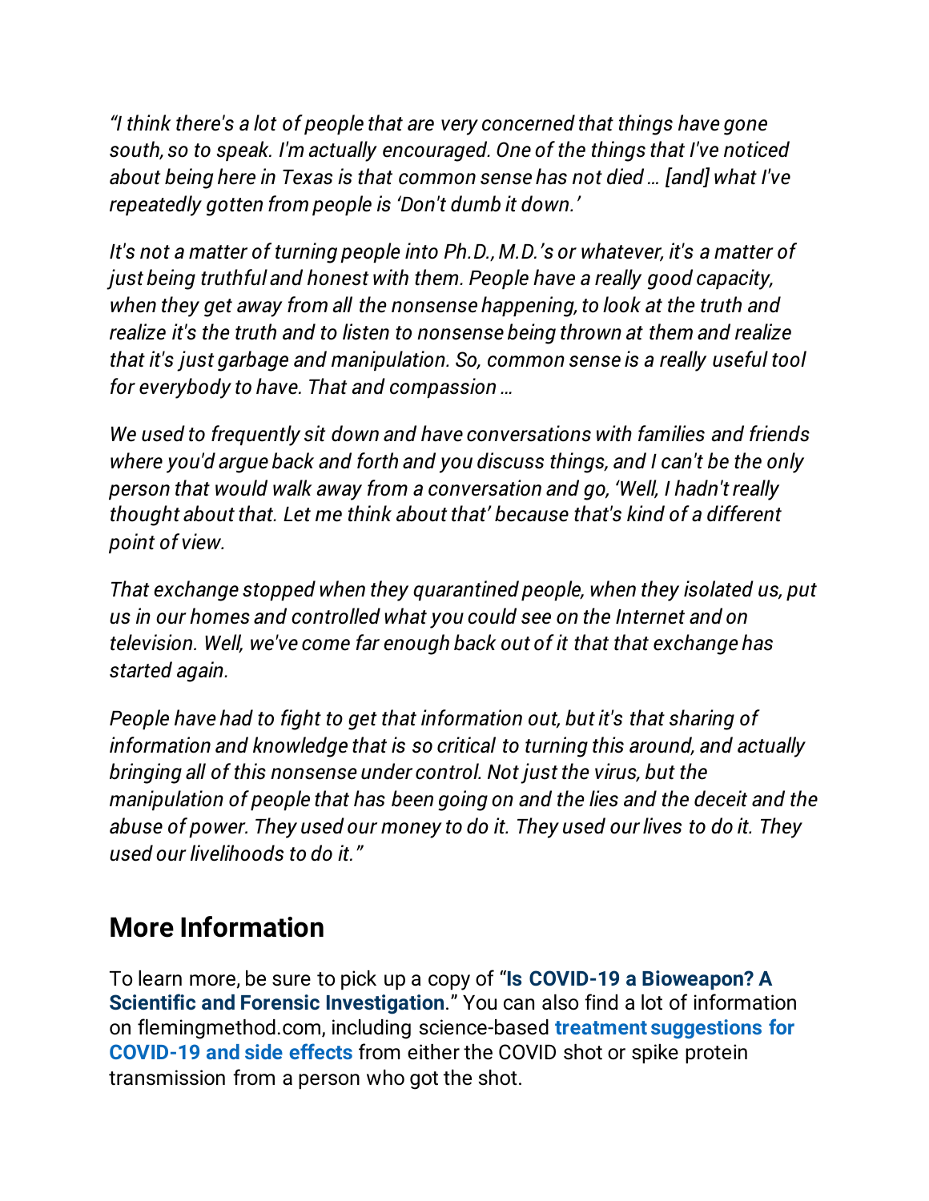*"I think there's a lot of people that are very concerned that things have gone south, so to speak. I'm actually encouraged. One of the things that I've noticed about being here in Texas is that common sense has not died … [and] what I've repeatedly gotten from people is 'Don't dumb it down.'*

*It's not a matter of turning people into Ph.D., M.D.'s or whatever, it's a matter of just being truthful and honest with them. People have a really good capacity, when they get away from all the nonsense happening, to look at the truth and realize it's the truth and to listen to nonsense being thrown at them and realize that it's just garbage and manipulation. So, common sense is a really useful tool for everybody to have. That and compassion …*

*We used to frequently sit down and have conversations with families and friends where you'd argue back and forth and you discuss things, and I can't be the only person that would walk away from a conversation and go, 'Well, I hadn't really thought about that. Let me think about that' because that's kind of a different point of view.*

*That exchange stopped when they quarantined people, when they isolated us, put us in our homes and controlled what you could see on the Internet and on television. Well, we've come far enough back out of it that that exchange has started again.*

*People have had to fight to get that information out, but it's that sharing of information and knowledge that is so critical to turning this around, and actually bringing all of this nonsense under control. Not just the virus, but the manipulation of people that has been going on and the lies and the deceit and the abuse of power. They used our money to do it. They used our lives to do it. They used our livelihoods to do it."*

## More Information

To learn more, be sure to pick up a copy of "**Is COVID-19 a Bioweapon? A Scientific and Forensic Investigation**." You can also find a lot of information on flemingmethod.com, including science-based **treatment suggestions for COVID-19 and side effects** from either the COVID shot or spike protein transmission from a person who got the shot.